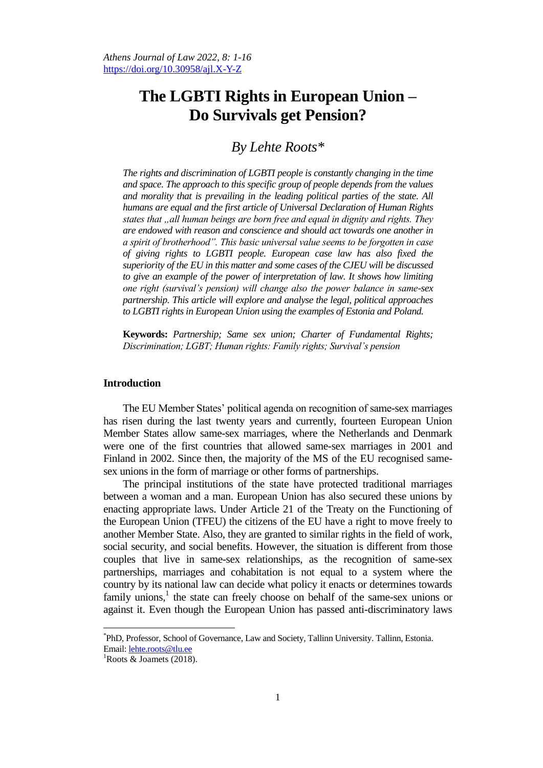*Athens Journal of Law 2022, 8: 1-16*
https://doi.org/10.30958/ajl.X-Y-Z

# The LGBTI Rights in European Union – Do Survivals get Pension?

## *By Lehte Roots[*]*

*The rights and discrimination of LGBTI people is constantly changing in the time and space. The approach to this specific group of people depends from the values and morality that is prevailing in the leading political parties of the state. All humans are equal and the first article of Universal Declaration of Human Rights states that „all human beings are born free and equal in dignity and rights. They are endowed with reason and conscience and should act towards one another in a spirit of brotherhood". This basic universal value seems to be forgotten in case of giving rights to LGBTI people. European case law has also fixed the superiority of the EU in this matter and some cases of the CJEU will be discussed to give an example of the power of interpretation of law. It shows how limiting one right (survival's pension) will change also the power balance in same-sex partnership. This article will explore and analyse the legal, political approaches to LGBTI rights in European Union using the examples of Estonia and Poland.*

**Keywords:** *Partnership; Same sex union; Charter of Fundamental Rights; Discrimination; LGBT; Human rights: Family rights; Survival's pension*

### Introduction

The EU Member States' political agenda on recognition of same-sex marriages has risen during the last twenty years and currently, fourteen European Union Member States allow same-sex marriages, where the Netherlands and Denmark were one of the first countries that allowed same-sex marriages in 2001 and Finland in 2002. Since then, the majority of the MS of the EU recognised same-sex unions in the form of marriage or other forms of partnerships.

The principal institutions of the state have protected traditional marriages between a woman and a man. European Union has also secured these unions by enacting appropriate laws. Under Article 21 of the Treaty on the Functioning of the European Union (TFEU) the citizens of the EU have a right to move freely to another Member State. Also, they are granted to similar rights in the field of work, social security, and social benefits. However, the situation is different from those couples that live in same-sex relationships, as the recognition of same-sex partnerships, marriages and cohabitation is not equal to a system where the country by its national law can decide what policy it enacts or determines towards family unions,[1] the state can freely choose on behalf of the same-sex unions or against it. Even though the European Union has passed anti-discriminatory laws

---

[*]PhD, Professor, School of Governance, Law and Society, Tallinn University. Tallinn, Estonia. Email: lehte.roots@tlu.ee

[1]Roots & Joamets (2018).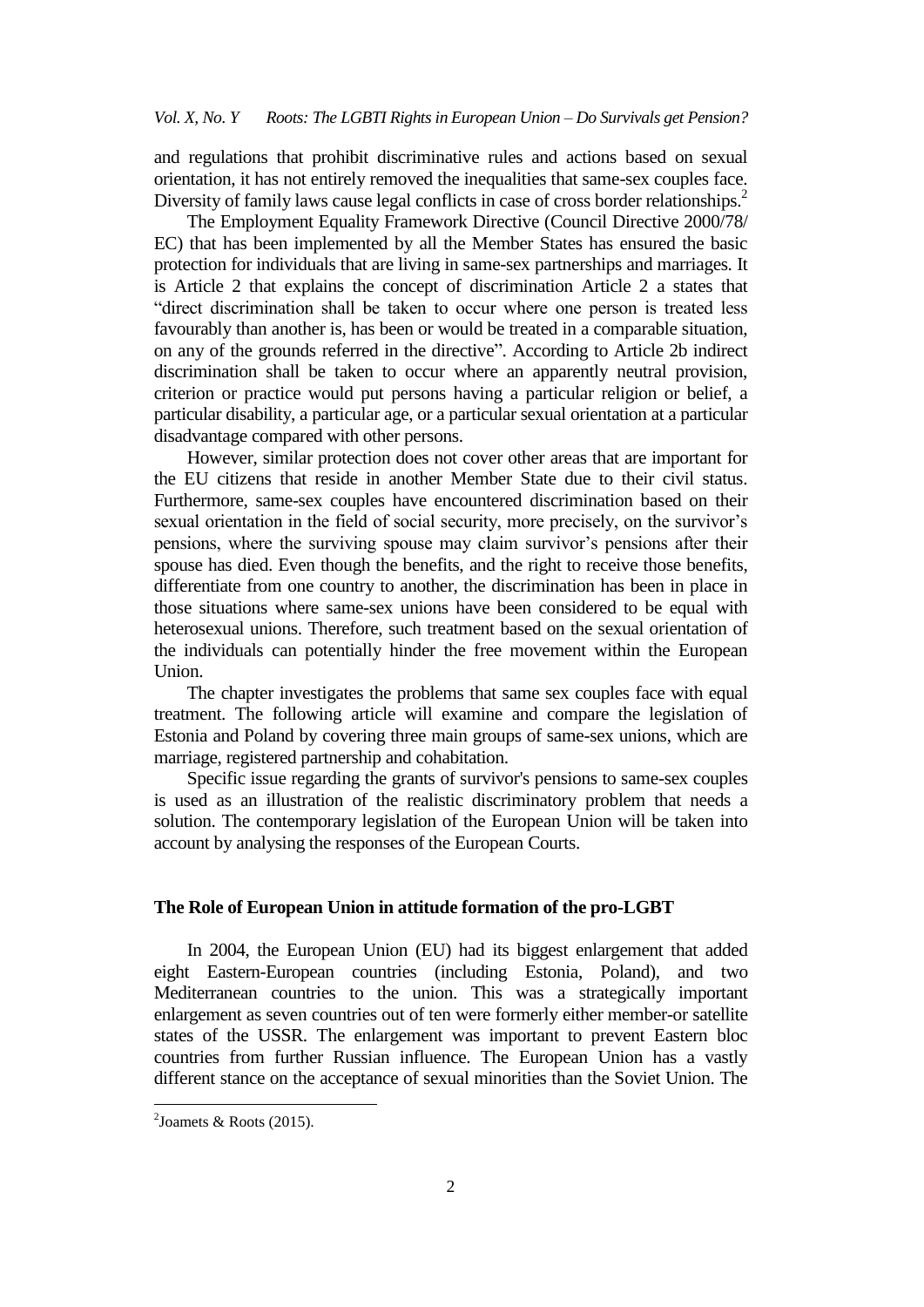and regulations that prohibit discriminative rules and actions based on sexual orientation, it has not entirely removed the inequalities that same-sex couples face. Diversity of family laws cause legal conflicts in case of cross border relationships.[2]

The Employment Equality Framework Directive (Council Directive 2000/78/EC) that has been implemented by all the Member States has ensured the basic protection for individuals that are living in same-sex partnerships and marriages. It is Article 2 that explains the concept of discrimination Article 2 a states that "direct discrimination shall be taken to occur where one person is treated less favourably than another is, has been or would be treated in a comparable situation, on any of the grounds referred in the directive". According to Article 2b indirect discrimination shall be taken to occur where an apparently neutral provision, criterion or practice would put persons having a particular religion or belief, a particular disability, a particular age, or a particular sexual orientation at a particular disadvantage compared with other persons.

However, similar protection does not cover other areas that are important for the EU citizens that reside in another Member State due to their civil status. Furthermore, same-sex couples have encountered discrimination based on their sexual orientation in the field of social security, more precisely, on the survivor's pensions, where the surviving spouse may claim survivor's pensions after their spouse has died. Even though the benefits, and the right to receive those benefits, differentiate from one country to another, the discrimination has been in place in those situations where same-sex unions have been considered to be equal with heterosexual unions. Therefore, such treatment based on the sexual orientation of the individuals can potentially hinder the free movement within the European Union.

The chapter investigates the problems that same sex couples face with equal treatment. The following article will examine and compare the legislation of Estonia and Poland by covering three main groups of same-sex unions, which are marriage, registered partnership and cohabitation.

Specific issue regarding the grants of survivor's pensions to same-sex couples is used as an illustration of the realistic discriminatory problem that needs a solution. The contemporary legislation of the European Union will be taken into account by analysing the responses of the European Courts.

## The Role of European Union in attitude formation of the pro-LGBT

In 2004, the European Union (EU) had its biggest enlargement that added eight Eastern-European countries (including Estonia, Poland), and two Mediterranean countries to the union. This was a strategically important enlargement as seven countries out of ten were formerly either member-or satellite states of the USSR. The enlargement was important to prevent Eastern bloc countries from further Russian influence. The European Union has a vastly different stance on the acceptance of sexual minorities than the Soviet Union. The

---

[2] Joamets & Roots (2015).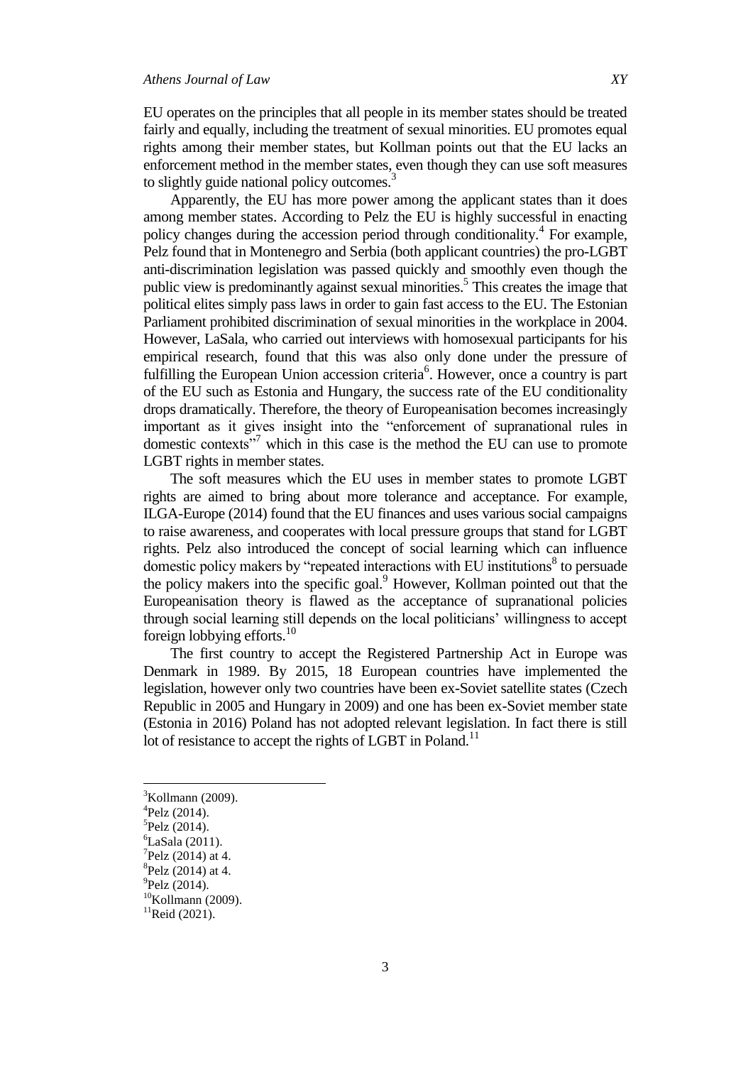EU operates on the principles that all people in its member states should be treated fairly and equally, including the treatment of sexual minorities. EU promotes equal rights among their member states, but Kollman points out that the EU lacks an enforcement method in the member states, even though they can use soft measures to slightly guide national policy outcomes.[3]

Apparently, the EU has more power among the applicant states than it does among member states. According to Pelz the EU is highly successful in enacting policy changes during the accession period through conditionality.[4] For example, Pelz found that in Montenegro and Serbia (both applicant countries) the pro-LGBT anti-discrimination legislation was passed quickly and smoothly even though the public view is predominantly against sexual minorities.[5] This creates the image that political elites simply pass laws in order to gain fast access to the EU. The Estonian Parliament prohibited discrimination of sexual minorities in the workplace in 2004. However, LaSala, who carried out interviews with homosexual participants for his empirical research, found that this was also only done under the pressure of fulfilling the European Union accession criteria[6]. However, once a country is part of the EU such as Estonia and Hungary, the success rate of the EU conditionality drops dramatically. Therefore, the theory of Europeanisation becomes increasingly important as it gives insight into the "enforcement of supranational rules in domestic contexts"[7] which in this case is the method the EU can use to promote LGBT rights in member states.

The soft measures which the EU uses in member states to promote LGBT rights are aimed to bring about more tolerance and acceptance. For example, ILGA-Europe (2014) found that the EU finances and uses various social campaigns to raise awareness, and cooperates with local pressure groups that stand for LGBT rights. Pelz also introduced the concept of social learning which can influence domestic policy makers by "repeated interactions with EU institutions[8] to persuade the policy makers into the specific goal.[9] However, Kollman pointed out that the Europeanisation theory is flawed as the acceptance of supranational policies through social learning still depends on the local politicians' willingness to accept foreign lobbying efforts.[10]

The first country to accept the Registered Partnership Act in Europe was Denmark in 1989. By 2015, 18 European countries have implemented the legislation, however only two countries have been ex-Soviet satellite states (Czech Republic in 2005 and Hungary in 2009) and one has been ex-Soviet member state (Estonia in 2016) Poland has not adopted relevant legislation. In fact there is still lot of resistance to accept the rights of LGBT in Poland.[11]

---

[3]Kollmann (2009).
[4]Pelz (2014).
[5]Pelz (2014).
[6]LaSala (2011).
[7]Pelz (2014) at 4.
[8]Pelz (2014) at 4.
[9]Pelz (2014).
[10]Kollmann (2009).
[11]Reid (2021).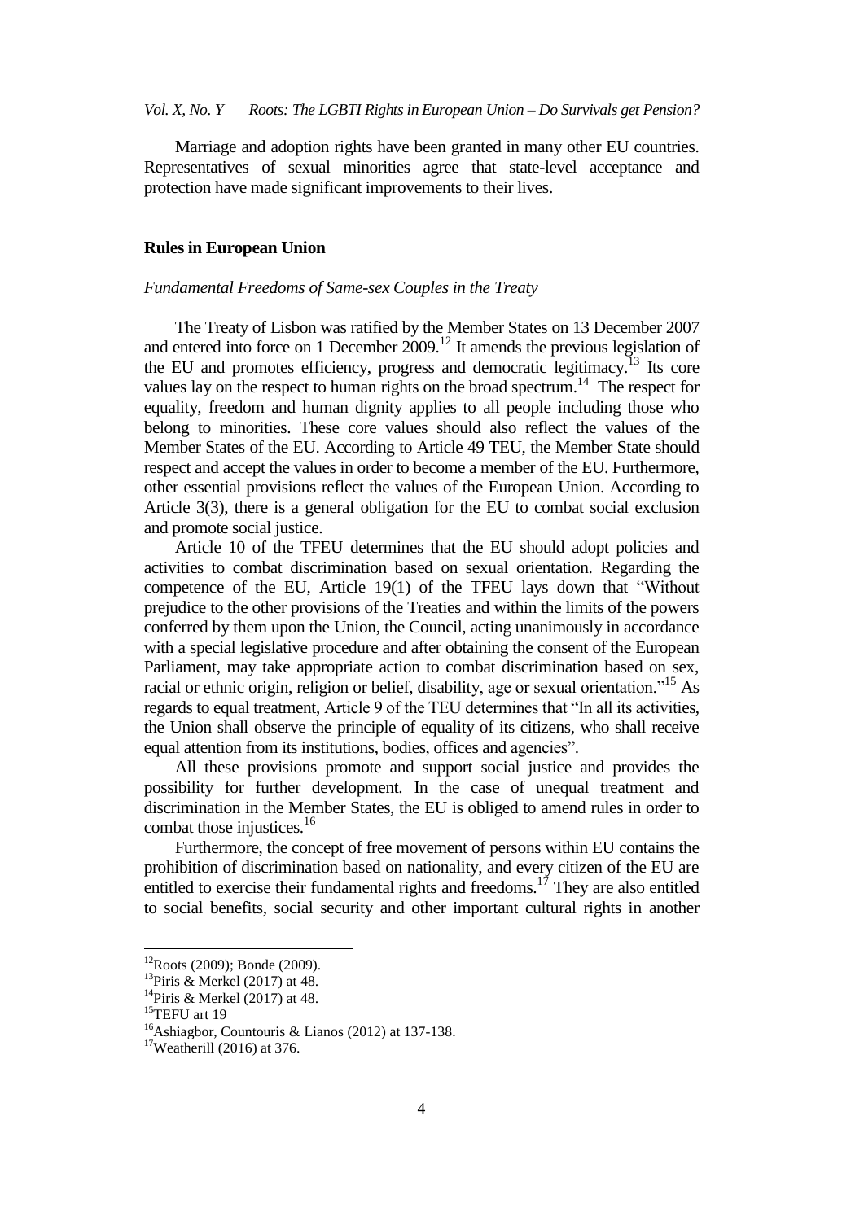Marriage and adoption rights have been granted in many other EU countries. Representatives of sexual minorities agree that state-level acceptance and protection have made significant improvements to their lives.

## Rules in European Union

### *Fundamental Freedoms of Same-sex Couples in the Treaty*

The Treaty of Lisbon was ratified by the Member States on 13 December 2007 and entered into force on 1 December 2009.[12] It amends the previous legislation of the EU and promotes efficiency, progress and democratic legitimacy.[13] Its core values lay on the respect to human rights on the broad spectrum.[14] The respect for equality, freedom and human dignity applies to all people including those who belong to minorities. These core values should also reflect the values of the Member States of the EU. According to Article 49 TEU, the Member State should respect and accept the values in order to become a member of the EU. Furthermore, other essential provisions reflect the values of the European Union. According to Article 3(3), there is a general obligation for the EU to combat social exclusion and promote social justice.

Article 10 of the TFEU determines that the EU should adopt policies and activities to combat discrimination based on sexual orientation. Regarding the competence of the EU, Article 19(1) of the TFEU lays down that "Without prejudice to the other provisions of the Treaties and within the limits of the powers conferred by them upon the Union, the Council, acting unanimously in accordance with a special legislative procedure and after obtaining the consent of the European Parliament, may take appropriate action to combat discrimination based on sex, racial or ethnic origin, religion or belief, disability, age or sexual orientation."[15] As regards to equal treatment, Article 9 of the TEU determines that "In all its activities, the Union shall observe the principle of equality of its citizens, who shall receive equal attention from its institutions, bodies, offices and agencies".

All these provisions promote and support social justice and provides the possibility for further development. In the case of unequal treatment and discrimination in the Member States, the EU is obliged to amend rules in order to combat those injustices.[16]

Furthermore, the concept of free movement of persons within EU contains the prohibition of discrimination based on nationality, and every citizen of the EU are entitled to exercise their fundamental rights and freedoms.[17] They are also entitled to social benefits, social security and other important cultural rights in another

---

[12] Roots (2009); Bonde (2009).

[13] Piris & Merkel (2017) at 48.

[14] Piris & Merkel (2017) at 48.

[15] TEFU art 19

[16] Ashiagbor, Countouris & Lianos (2012) at 137-138.

[17] Weatherill (2016) at 376.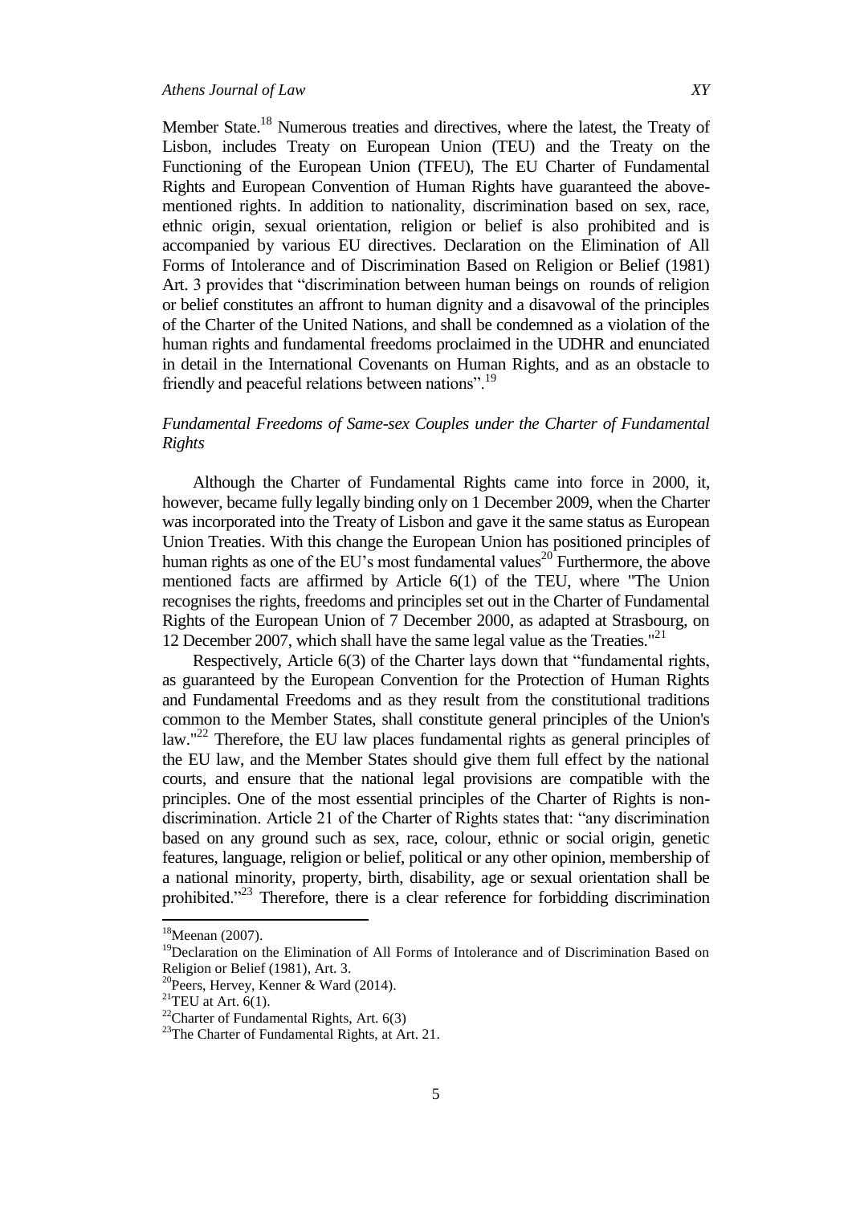Member State.[18] Numerous treaties and directives, where the latest, the Treaty of Lisbon, includes Treaty on European Union (TEU) and the Treaty on the Functioning of the European Union (TFEU), The EU Charter of Fundamental Rights and European Convention of Human Rights have guaranteed the above-mentioned rights. In addition to nationality, discrimination based on sex, race, ethnic origin, sexual orientation, religion or belief is also prohibited and is accompanied by various EU directives. Declaration on the Elimination of All Forms of Intolerance and of Discrimination Based on Religion or Belief (1981) Art. 3 provides that "discrimination between human beings on rounds of religion or belief constitutes an affront to human dignity and a disavowal of the principles of the Charter of the United Nations, and shall be condemned as a violation of the human rights and fundamental freedoms proclaimed in the UDHR and enunciated in detail in the International Covenants on Human Rights, and as an obstacle to friendly and peaceful relations between nations".[19]

### *Fundamental Freedoms of Same-sex Couples under the Charter of Fundamental Rights*

Although the Charter of Fundamental Rights came into force in 2000, it, however, became fully legally binding only on 1 December 2009, when the Charter was incorporated into the Treaty of Lisbon and gave it the same status as European Union Treaties. With this change the European Union has positioned principles of human rights as one of the EU's most fundamental values[20] Furthermore, the above mentioned facts are affirmed by Article 6(1) of the TEU, where "The Union recognises the rights, freedoms and principles set out in the Charter of Fundamental Rights of the European Union of 7 December 2000, as adapted at Strasbourg, on 12 December 2007, which shall have the same legal value as the Treaties."[21]

Respectively, Article 6(3) of the Charter lays down that "fundamental rights, as guaranteed by the European Convention for the Protection of Human Rights and Fundamental Freedoms and as they result from the constitutional traditions common to the Member States, shall constitute general principles of the Union's law."[22] Therefore, the EU law places fundamental rights as general principles of the EU law, and the Member States should give them full effect by the national courts, and ensure that the national legal provisions are compatible with the principles. One of the most essential principles of the Charter of Rights is non-discrimination. Article 21 of the Charter of Rights states that: "any discrimination based on any ground such as sex, race, colour, ethnic or social origin, genetic features, language, religion or belief, political or any other opinion, membership of a national minority, property, birth, disability, age or sexual orientation shall be prohibited."[23] Therefore, there is a clear reference for forbidding discrimination

---

[18] Meenan (2007).

[19] Declaration on the Elimination of All Forms of Intolerance and of Discrimination Based on Religion or Belief (1981), Art. 3.

[20] Peers, Hervey, Kenner & Ward (2014).

[21] TEU at Art. 6(1).

[22] Charter of Fundamental Rights, Art. 6(3)

[23] The Charter of Fundamental Rights, at Art. 21.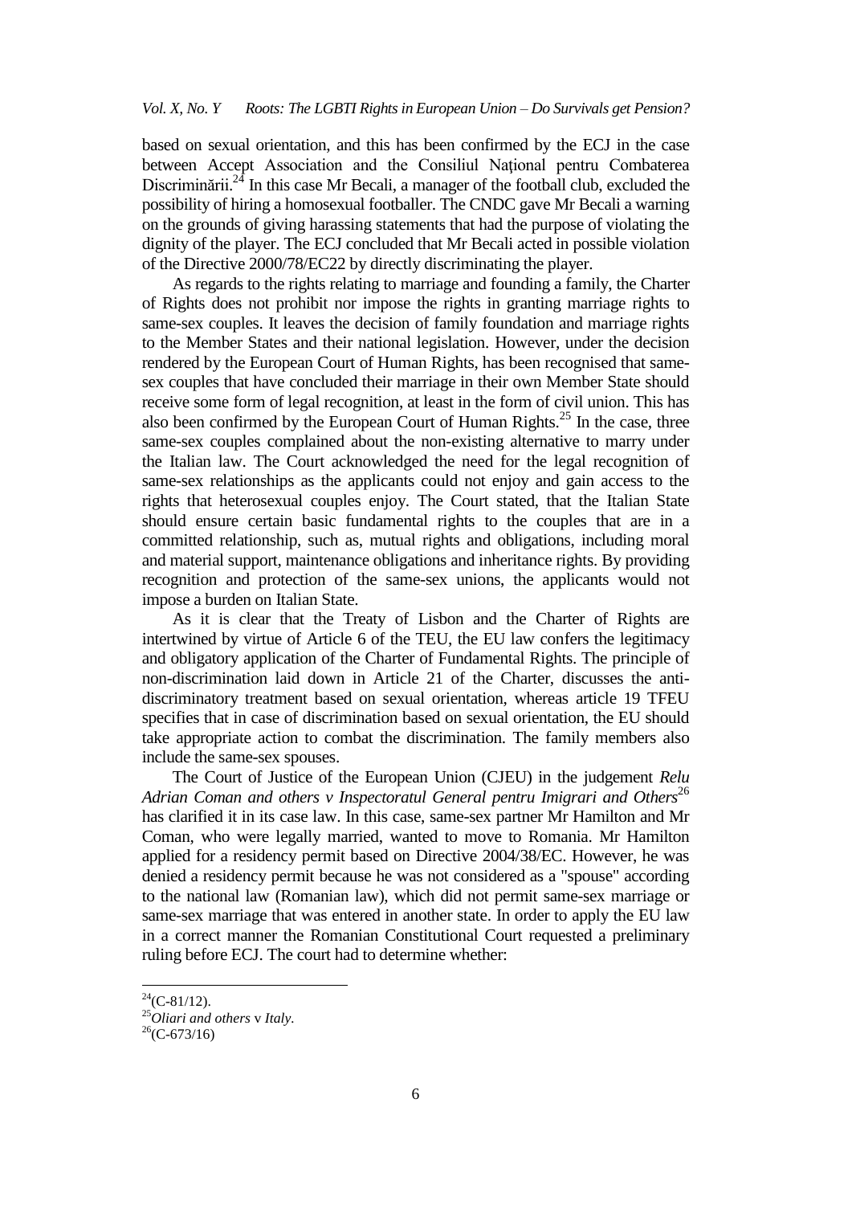based on sexual orientation, and this has been confirmed by the ECJ in the case between Accept Association and the Consiliul Naţional pentru Combaterea Discriminării.[24] In this case Mr Becali, a manager of the football club, excluded the possibility of hiring a homosexual footballer. The CNDC gave Mr Becali a warning on the grounds of giving harassing statements that had the purpose of violating the dignity of the player. The ECJ concluded that Mr Becali acted in possible violation of the Directive 2000/78/EC22 by directly discriminating the player.

As regards to the rights relating to marriage and founding a family, the Charter of Rights does not prohibit nor impose the rights in granting marriage rights to same-sex couples. It leaves the decision of family foundation and marriage rights to the Member States and their national legislation. However, under the decision rendered by the European Court of Human Rights, has been recognised that same-sex couples that have concluded their marriage in their own Member State should receive some form of legal recognition, at least in the form of civil union. This has also been confirmed by the European Court of Human Rights.[25] In the case, three same-sex couples complained about the non-existing alternative to marry under the Italian law. The Court acknowledged the need for the legal recognition of same-sex relationships as the applicants could not enjoy and gain access to the rights that heterosexual couples enjoy. The Court stated, that the Italian State should ensure certain basic fundamental rights to the couples that are in a committed relationship, such as, mutual rights and obligations, including moral and material support, maintenance obligations and inheritance rights. By providing recognition and protection of the same-sex unions, the applicants would not impose a burden on Italian State.

As it is clear that the Treaty of Lisbon and the Charter of Rights are intertwined by virtue of Article 6 of the TEU, the EU law confers the legitimacy and obligatory application of the Charter of Fundamental Rights. The principle of non-discrimination laid down in Article 21 of the Charter, discusses the anti-discriminatory treatment based on sexual orientation, whereas article 19 TFEU specifies that in case of discrimination based on sexual orientation, the EU should take appropriate action to combat the discrimination. The family members also include the same-sex spouses.

The Court of Justice of the European Union (CJEU) in the judgement *Relu Adrian Coman and others v Inspectoratul General pentru Imigrari and Others*[26] has clarified it in its case law. In this case, same-sex partner Mr Hamilton and Mr Coman, who were legally married, wanted to move to Romania. Mr Hamilton applied for a residency permit based on Directive 2004/38/EC. However, he was denied a residency permit because he was not considered as a "spouse" according to the national law (Romanian law), which did not permit same-sex marriage or same-sex marriage that was entered in another state. In order to apply the EU law in a correct manner the Romanian Constitutional Court requested a preliminary ruling before ECJ. The court had to determine whether:

---

[24](C-81/12).

[25]*Oliari and others* v *Italy*.

[26](C-673/16)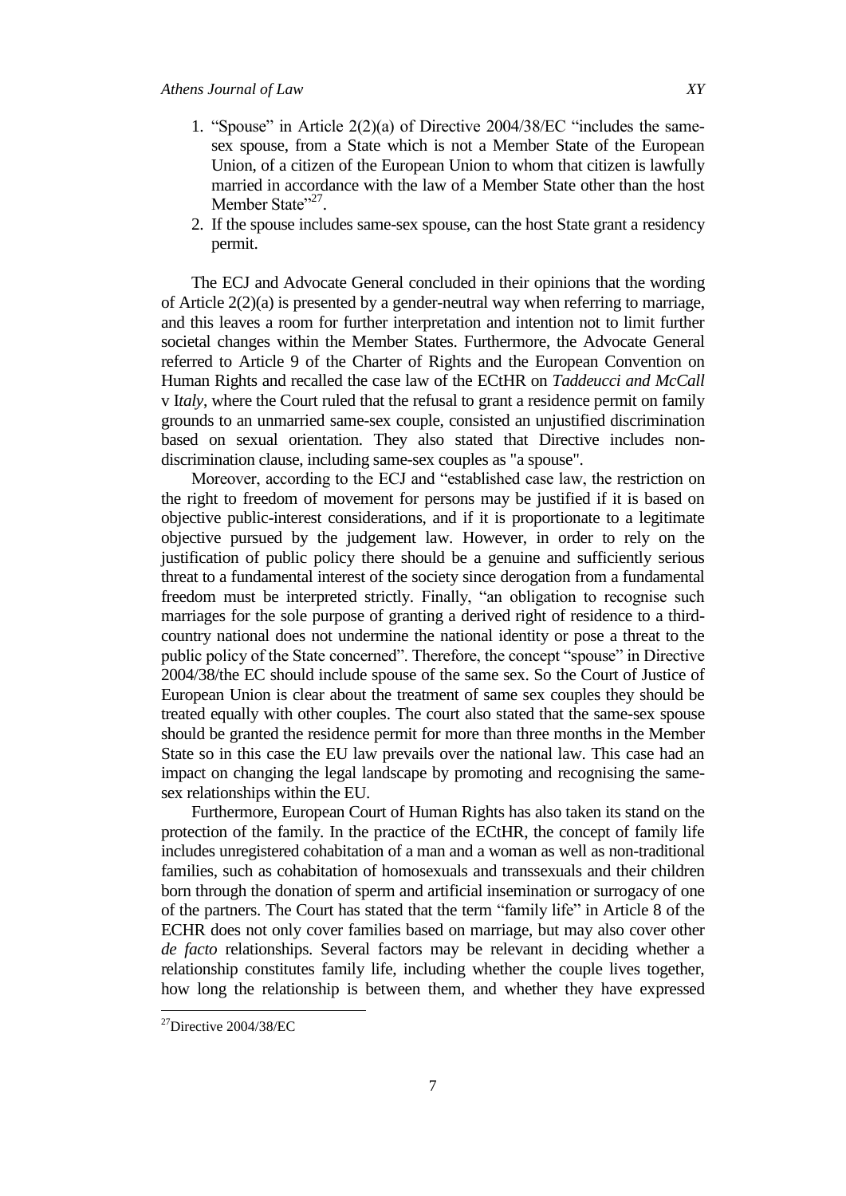1. "Spouse" in Article 2(2)(a) of Directive 2004/38/EC "includes the same-sex spouse, from a State which is not a Member State of the European Union, of a citizen of the European Union to whom that citizen is lawfully married in accordance with the law of a Member State other than the host Member State"[27].
2. If the spouse includes same-sex spouse, can the host State grant a residency permit.

The ECJ and Advocate General concluded in their opinions that the wording of Article 2(2)(a) is presented by a gender-neutral way when referring to marriage, and this leaves a room for further interpretation and intention not to limit further societal changes within the Member States. Furthermore, the Advocate General referred to Article 9 of the Charter of Rights and the European Convention on Human Rights and recalled the case law of the ECtHR on *Taddeucci and McCall* v I*taly*, where the Court ruled that the refusal to grant a residence permit on family grounds to an unmarried same-sex couple, consisted an unjustified discrimination based on sexual orientation. They also stated that Directive includes non-discrimination clause, including same-sex couples as "a spouse".

Moreover, according to the ECJ and "established case law, the restriction on the right to freedom of movement for persons may be justified if it is based on objective public-interest considerations, and if it is proportionate to a legitimate objective pursued by the judgement law. However, in order to rely on the justification of public policy there should be a genuine and sufficiently serious threat to a fundamental interest of the society since derogation from a fundamental freedom must be interpreted strictly. Finally, "an obligation to recognise such marriages for the sole purpose of granting a derived right of residence to a third-country national does not undermine the national identity or pose a threat to the public policy of the State concerned". Therefore, the concept "spouse" in Directive 2004/38/the EC should include spouse of the same sex. So the Court of Justice of European Union is clear about the treatment of same sex couples they should be treated equally with other couples. The court also stated that the same-sex spouse should be granted the residence permit for more than three months in the Member State so in this case the EU law prevails over the national law. This case had an impact on changing the legal landscape by promoting and recognising the same-sex relationships within the EU.

Furthermore, European Court of Human Rights has also taken its stand on the protection of the family. In the practice of the ECtHR, the concept of family life includes unregistered cohabitation of a man and a woman as well as non-traditional families, such as cohabitation of homosexuals and transsexuals and their children born through the donation of sperm and artificial insemination or surrogacy of one of the partners. The Court has stated that the term "family life" in Article 8 of the ECHR does not only cover families based on marriage, but may also cover other *de facto* relationships. Several factors may be relevant in deciding whether a relationship constitutes family life, including whether the couple lives together, how long the relationship is between them, and whether they have expressed

[27] Directive 2004/38/EC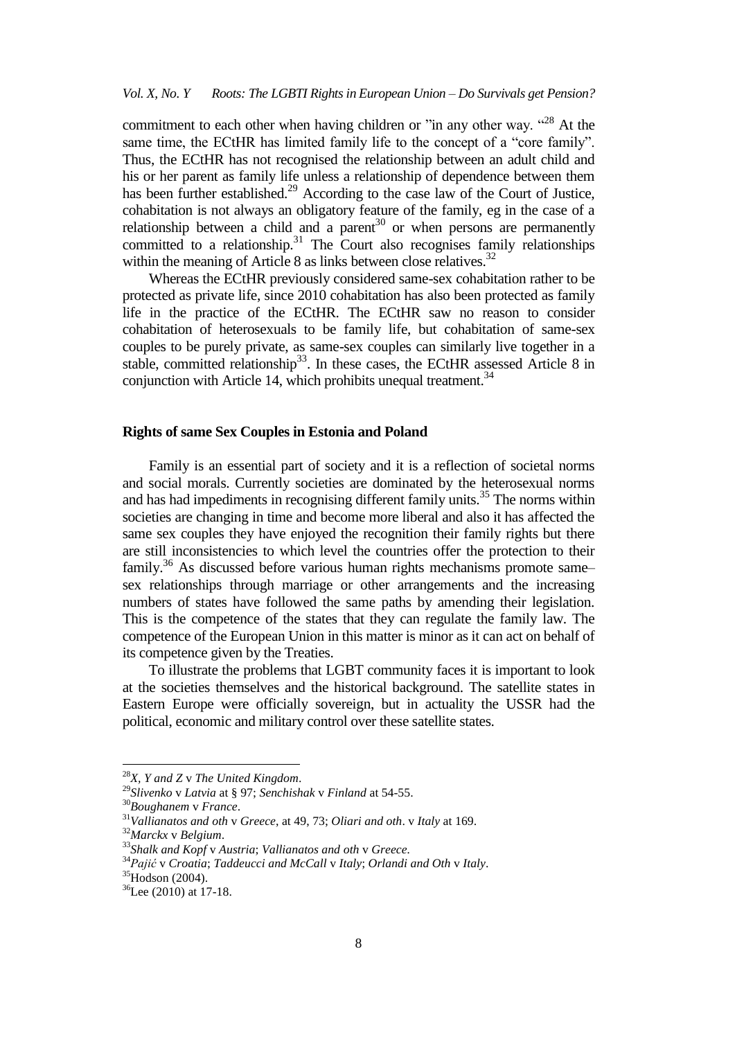commitment to each other when having children or "in any other way. "[28] At the same time, the ECtHR has limited family life to the concept of a "core family". Thus, the ECtHR has not recognised the relationship between an adult child and his or her parent as family life unless a relationship of dependence between them has been further established.[29] According to the case law of the Court of Justice, cohabitation is not always an obligatory feature of the family, eg in the case of a relationship between a child and a parent[30] or when persons are permanently committed to a relationship.[31] The Court also recognises family relationships within the meaning of Article 8 as links between close relatives.[32]

Whereas the ECtHR previously considered same-sex cohabitation rather to be protected as private life, since 2010 cohabitation has also been protected as family life in the practice of the ECtHR. The ECtHR saw no reason to consider cohabitation of heterosexuals to be family life, but cohabitation of same-sex couples to be purely private, as same-sex couples can similarly live together in a stable, committed relationship[33]. In these cases, the ECtHR assessed Article 8 in conjunction with Article 14, which prohibits unequal treatment.[34]

### Rights of same Sex Couples in Estonia and Poland

Family is an essential part of society and it is a reflection of societal norms and social morals. Currently societies are dominated by the heterosexual norms and has had impediments in recognising different family units.[35] The norms within societies are changing in time and become more liberal and also it has affected the same sex couples they have enjoyed the recognition their family rights but there are still inconsistencies to which level the countries offer the protection to their family.[36] As discussed before various human rights mechanisms promote same–sex relationships through marriage or other arrangements and the increasing numbers of states have followed the same paths by amending their legislation. This is the competence of the states that they can regulate the family law. The competence of the European Union in this matter is minor as it can act on behalf of its competence given by the Treaties.

To illustrate the problems that LGBT community faces it is important to look at the societies themselves and the historical background. The satellite states in Eastern Europe were officially sovereign, but in actuality the USSR had the political, economic and military control over these satellite states.

---

[28] *X, Y and Z* v *The United Kingdom*.

[29] *Slivenko* v *Latvia* at § 97; *Senchishak* v *Finland* at 54-55.

[30] *Boughanem* v *France*.

[31] *Vallianatos and oth* v *Greece*, at 49, 73; *Oliari and oth*. v *Italy* at 169.

[32] *Marckx* v *Belgium*.

[33] *Shalk and Kopf* v *Austria*; *Vallianatos and oth* v *Greece*.

[34] *Pajić* v *Croatia*; *Taddeucci and McCall* v *Italy*; *Orlandi and Oth* v *Italy*.

[35] Hodson (2004).

[36] Lee (2010) at 17-18.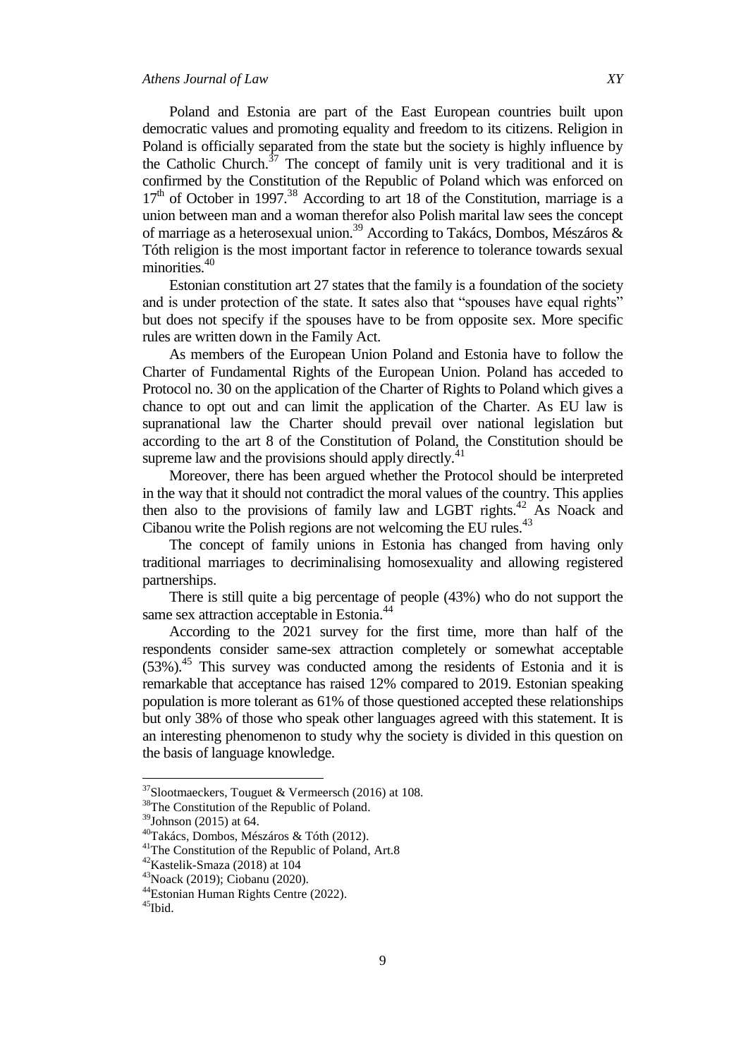Poland and Estonia are part of the East European countries built upon democratic values and promoting equality and freedom to its citizens. Religion in Poland is officially separated from the state but the society is highly influence by the Catholic Church.[37] The concept of family unit is very traditional and it is confirmed by the Constitution of the Republic of Poland which was enforced on 17th of October in 1997.[38] According to art 18 of the Constitution, marriage is a union between man and a woman therefor also Polish marital law sees the concept of marriage as a heterosexual union.[39] According to Takács, Dombos, Mészáros & Tóth religion is the most important factor in reference to tolerance towards sexual minorities.[40]

Estonian constitution art 27 states that the family is a foundation of the society and is under protection of the state. It sates also that "spouses have equal rights" but does not specify if the spouses have to be from opposite sex. More specific rules are written down in the Family Act.

As members of the European Union Poland and Estonia have to follow the Charter of Fundamental Rights of the European Union. Poland has acceded to Protocol no. 30 on the application of the Charter of Rights to Poland which gives a chance to opt out and can limit the application of the Charter. As EU law is supranational law the Charter should prevail over national legislation but according to the art 8 of the Constitution of Poland, the Constitution should be supreme law and the provisions should apply directly.[41]

Moreover, there has been argued whether the Protocol should be interpreted in the way that it should not contradict the moral values of the country. This applies then also to the provisions of family law and LGBT rights.[42] As Noack and Cibanou write the Polish regions are not welcoming the EU rules.[43]

The concept of family unions in Estonia has changed from having only traditional marriages to decriminalising homosexuality and allowing registered partnerships.

There is still quite a big percentage of people (43%) who do not support the same sex attraction acceptable in Estonia.[44]

According to the 2021 survey for the first time, more than half of the respondents consider same-sex attraction completely or somewhat acceptable (53%).[45] This survey was conducted among the residents of Estonia and it is remarkable that acceptance has raised 12% compared to 2019. Estonian speaking population is more tolerant as 61% of those questioned accepted these relationships but only 38% of those who speak other languages agreed with this statement. It is an interesting phenomenon to study why the society is divided in this question on the basis of language knowledge.

---

[37] Slootmaeckers, Touguet & Vermeersch (2016) at 108.

[38] The Constitution of the Republic of Poland.

[39] Johnson (2015) at 64.

[40] Takács, Dombos, Mészáros & Tóth (2012).

[41] The Constitution of the Republic of Poland, Art.8

[42] Kastelik-Smaza (2018) at 104

[43] Noack (2019); Ciobanu (2020).

[44] Estonian Human Rights Centre (2022).

[45] Ibid.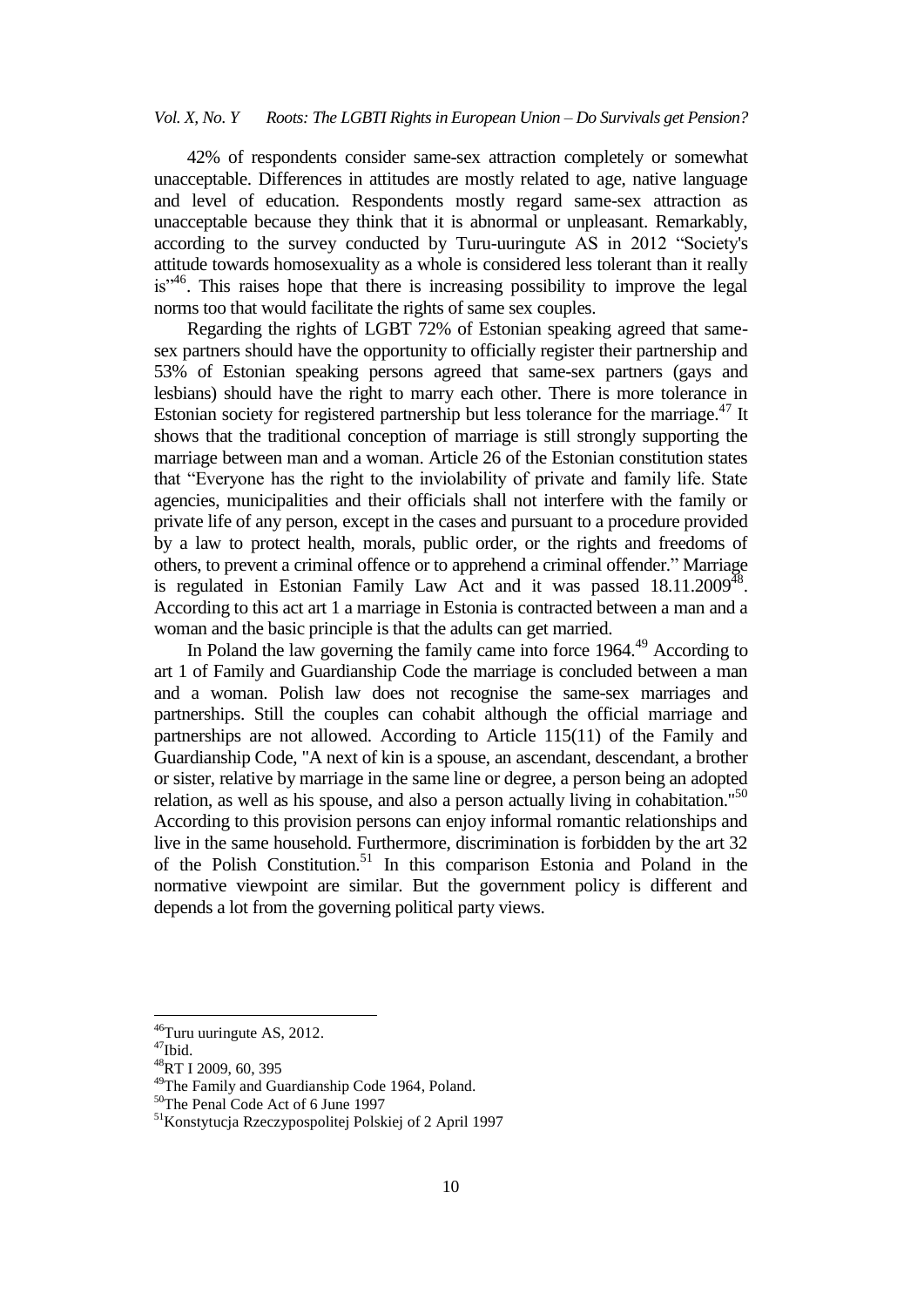42% of respondents consider same-sex attraction completely or somewhat unacceptable. Differences in attitudes are mostly related to age, native language and level of education. Respondents mostly regard same-sex attraction as unacceptable because they think that it is abnormal or unpleasant. Remarkably, according to the survey conducted by Turu-uuringute AS in 2012 "Society's attitude towards homosexuality as a whole is considered less tolerant than it really is"[46]. This raises hope that there is increasing possibility to improve the legal norms too that would facilitate the rights of same sex couples.

Regarding the rights of LGBT 72% of Estonian speaking agreed that same-sex partners should have the opportunity to officially register their partnership and 53% of Estonian speaking persons agreed that same-sex partners (gays and lesbians) should have the right to marry each other. There is more tolerance in Estonian society for registered partnership but less tolerance for the marriage.[47] It shows that the traditional conception of marriage is still strongly supporting the marriage between man and a woman. Article 26 of the Estonian constitution states that "Everyone has the right to the inviolability of private and family life. State agencies, municipalities and their officials shall not interfere with the family or private life of any person, except in the cases and pursuant to a procedure provided by a law to protect health, morals, public order, or the rights and freedoms of others, to prevent a criminal offence or to apprehend a criminal offender." Marriage is regulated in Estonian Family Law Act and it was passed 18.11.2009[48]. According to this act art 1 a marriage in Estonia is contracted between a man and a woman and the basic principle is that the adults can get married.

In Poland the law governing the family came into force 1964.[49] According to art 1 of Family and Guardianship Code the marriage is concluded between a man and a woman. Polish law does not recognise the same-sex marriages and partnerships. Still the couples can cohabit although the official marriage and partnerships are not allowed. According to Article 115(11) of the Family and Guardianship Code, "A next of kin is a spouse, an ascendant, descendant, a brother or sister, relative by marriage in the same line or degree, a person being an adopted relation, as well as his spouse, and also a person actually living in cohabitation."[50] According to this provision persons can enjoy informal romantic relationships and live in the same household. Furthermore, discrimination is forbidden by the art 32 of the Polish Constitution.[51] In this comparison Estonia and Poland in the normative viewpoint are similar. But the government policy is different and depends a lot from the governing political party views.

---

[46] Turu uuringute AS, 2012.

[47] Ibid.

[48] RT I 2009, 60, 395

[49] The Family and Guardianship Code 1964, Poland.

[50] The Penal Code Act of 6 June 1997

[51] Konstytucja Rzeczypospolitej Polskiej of 2 April 1997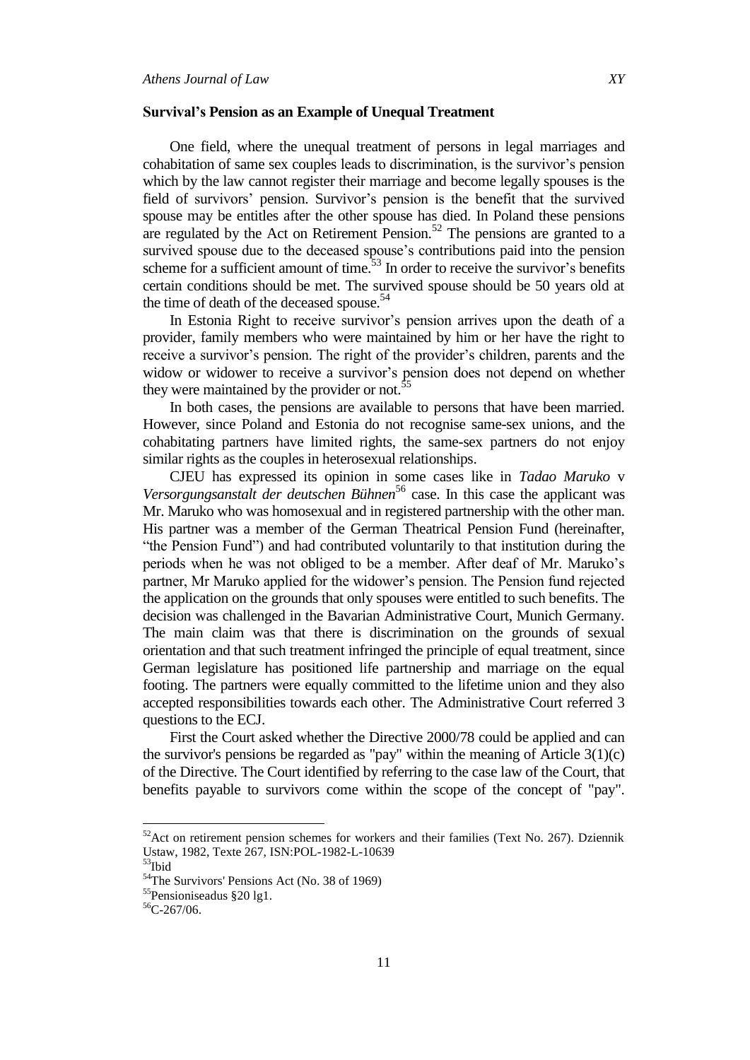**Survival's Pension as an Example of Unequal Treatment**

One field, where the unequal treatment of persons in legal marriages and cohabitation of same sex couples leads to discrimination, is the survivor's pension which by the law cannot register their marriage and become legally spouses is the field of survivors' pension. Survivor's pension is the benefit that the survived spouse may be entitles after the other spouse has died. In Poland these pensions are regulated by the Act on Retirement Pension.[52] The pensions are granted to a survived spouse due to the deceased spouse's contributions paid into the pension scheme for a sufficient amount of time.[53] In order to receive the survivor's benefits certain conditions should be met. The survived spouse should be 50 years old at the time of death of the deceased spouse.[54]

In Estonia Right to receive survivor's pension arrives upon the death of a provider, family members who were maintained by him or her have the right to receive a survivor's pension. The right of the provider's children, parents and the widow or widower to receive a survivor's pension does not depend on whether they were maintained by the provider or not.[55]

In both cases, the pensions are available to persons that have been married. However, since Poland and Estonia do not recognise same-sex unions, and the cohabitating partners have limited rights, the same-sex partners do not enjoy similar rights as the couples in heterosexual relationships.

CJEU has expressed its opinion in some cases like in *Tadao Maruko* v *Versorgungsanstalt der deutschen Bühnen*[56] case. In this case the applicant was Mr. Maruko who was homosexual and in registered partnership with the other man. His partner was a member of the German Theatrical Pension Fund (hereinafter, "the Pension Fund") and had contributed voluntarily to that institution during the periods when he was not obliged to be a member. After deaf of Mr. Maruko's partner, Mr Maruko applied for the widower's pension. The Pension fund rejected the application on the grounds that only spouses were entitled to such benefits. The decision was challenged in the Bavarian Administrative Court, Munich Germany. The main claim was that there is discrimination on the grounds of sexual orientation and that such treatment infringed the principle of equal treatment, since German legislature has positioned life partnership and marriage on the equal footing. The partners were equally committed to the lifetime union and they also accepted responsibilities towards each other. The Administrative Court referred 3 questions to the ECJ.

First the Court asked whether the Directive 2000/78 could be applied and can the survivor's pensions be regarded as "pay" within the meaning of Article 3(1)(c) of the Directive. The Court identified by referring to the case law of the Court, that benefits payable to survivors come within the scope of the concept of "pay".

---

[52] Act on retirement pension schemes for workers and their families (Text No. 267). Dziennik Ustaw, 1982, Texte 267, ISN:POL-1982-L-10639

[53] Ibid

[54] The Survivors' Pensions Act (No. 38 of 1969)

[55] Pensioniseadus §20 lg1.

[56] C-267/06.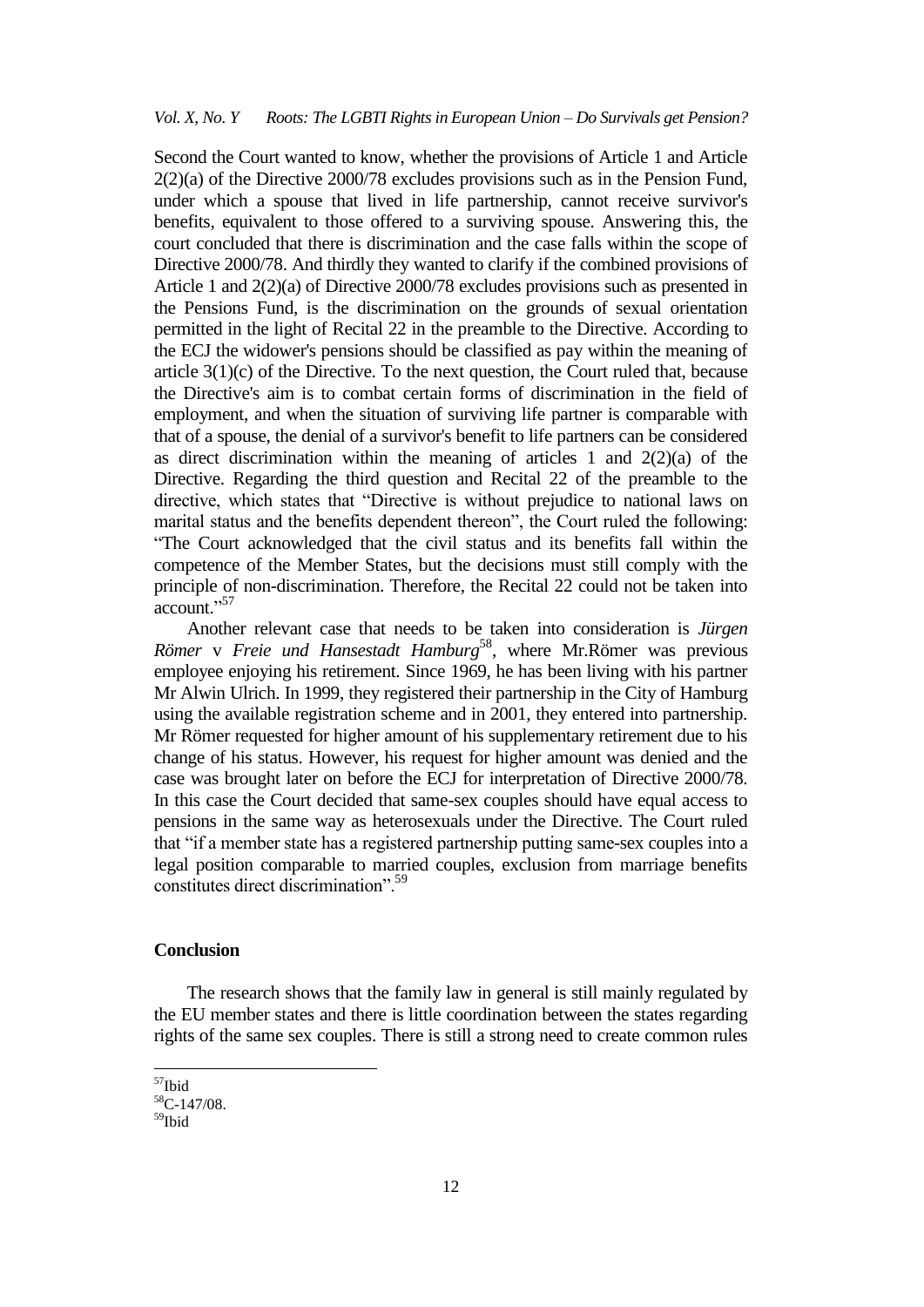Second the Court wanted to know, whether the provisions of Article 1 and Article 2(2)(a) of the Directive 2000/78 excludes provisions such as in the Pension Fund, under which a spouse that lived in life partnership, cannot receive survivor's benefits, equivalent to those offered to a surviving spouse. Answering this, the court concluded that there is discrimination and the case falls within the scope of Directive 2000/78. And thirdly they wanted to clarify if the combined provisions of Article 1 and 2(2)(a) of Directive 2000/78 excludes provisions such as presented in the Pensions Fund, is the discrimination on the grounds of sexual orientation permitted in the light of Recital 22 in the preamble to the Directive. According to the ECJ the widower's pensions should be classified as pay within the meaning of article 3(1)(c) of the Directive. To the next question, the Court ruled that, because the Directive's aim is to combat certain forms of discrimination in the field of employment, and when the situation of surviving life partner is comparable with that of a spouse, the denial of a survivor's benefit to life partners can be considered as direct discrimination within the meaning of articles 1 and 2(2)(a) of the Directive. Regarding the third question and Recital 22 of the preamble to the directive, which states that "Directive is without prejudice to national laws on marital status and the benefits dependent thereon", the Court ruled the following: "The Court acknowledged that the civil status and its benefits fall within the competence of the Member States, but the decisions must still comply with the principle of non-discrimination. Therefore, the Recital 22 could not be taken into account."[57]

Another relevant case that needs to be taken into consideration is *Jürgen Römer* v *Freie und Hansestadt Hamburg*[58], where Mr.Römer was previous employee enjoying his retirement. Since 1969, he has been living with his partner Mr Alwin Ulrich. In 1999, they registered their partnership in the City of Hamburg using the available registration scheme and in 2001, they entered into partnership. Mr Römer requested for higher amount of his supplementary retirement due to his change of his status. However, his request for higher amount was denied and the case was brought later on before the ECJ for interpretation of Directive 2000/78. In this case the Court decided that same-sex couples should have equal access to pensions in the same way as heterosexuals under the Directive. The Court ruled that "if a member state has a registered partnership putting same-sex couples into a legal position comparable to married couples, exclusion from marriage benefits constitutes direct discrimination".[59]

## Conclusion

The research shows that the family law in general is still mainly regulated by the EU member states and there is little coordination between the states regarding rights of the same sex couples. There is still a strong need to create common rules

---

[57] Ibid

[58] C-147/08.

[59] Ibid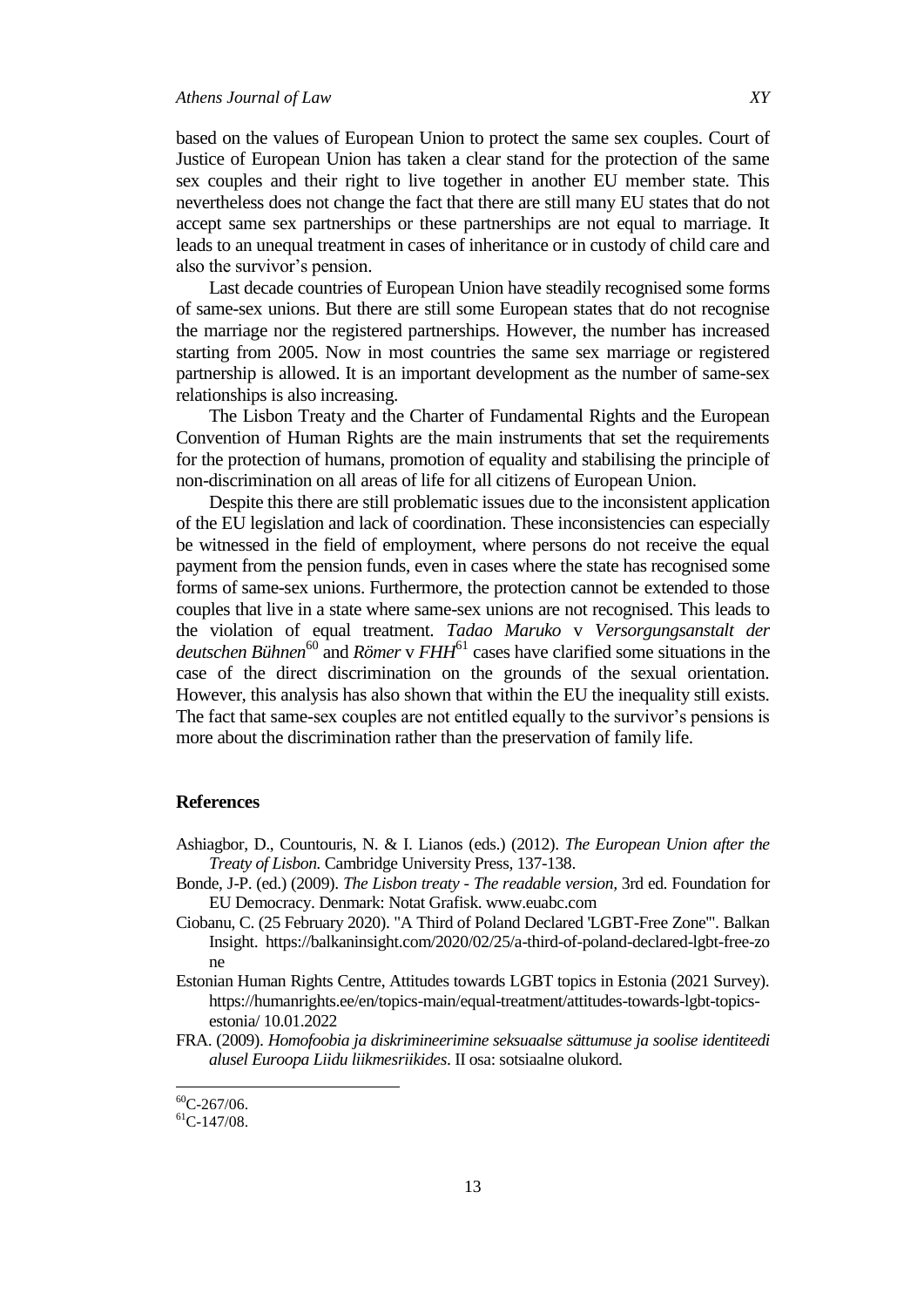based on the values of European Union to protect the same sex couples. Court of Justice of European Union has taken a clear stand for the protection of the same sex couples and their right to live together in another EU member state. This nevertheless does not change the fact that there are still many EU states that do not accept same sex partnerships or these partnerships are not equal to marriage. It leads to an unequal treatment in cases of inheritance or in custody of child care and also the survivor's pension.

Last decade countries of European Union have steadily recognised some forms of same-sex unions. But there are still some European states that do not recognise the marriage nor the registered partnerships. However, the number has increased starting from 2005. Now in most countries the same sex marriage or registered partnership is allowed. It is an important development as the number of same-sex relationships is also increasing.

The Lisbon Treaty and the Charter of Fundamental Rights and the European Convention of Human Rights are the main instruments that set the requirements for the protection of humans, promotion of equality and stabilising the principle of non-discrimination on all areas of life for all citizens of European Union.

Despite this there are still problematic issues due to the inconsistent application of the EU legislation and lack of coordination. These inconsistencies can especially be witnessed in the field of employment, where persons do not receive the equal payment from the pension funds, even in cases where the state has recognised some forms of same-sex unions. Furthermore, the protection cannot be extended to those couples that live in a state where same-sex unions are not recognised. This leads to the violation of equal treatment. *Tadao Maruko* v *Versorgungsanstalt der deutschen Bühnen*[60] and *Römer* v *FHH*[61] cases have clarified some situations in the case of the direct discrimination on the grounds of the sexual orientation. However, this analysis has also shown that within the EU the inequality still exists. The fact that same-sex couples are not entitled equally to the survivor's pensions is more about the discrimination rather than the preservation of family life.

## References

Ashiagbor, D., Countouris, N. & I. Lianos (eds.) (2012). *The European Union after the Treaty of Lisbon.* Cambridge University Press, 137-138.

Bonde, J-P. (ed.) (2009). *The Lisbon treaty - The readable version,* 3rd ed. Foundation for EU Democracy. Denmark: Notat Grafisk. www.euabc.com

Ciobanu, C. (25 February 2020). "A Third of Poland Declared 'LGBT-Free Zone'". Balkan Insight. https://balkaninsight.com/2020/02/25/a-third-of-poland-declared-lgbt-free-zone

Estonian Human Rights Centre, Attitudes towards LGBT topics in Estonia (2021 Survey). https://humanrights.ee/en/topics-main/equal-treatment/attitudes-towards-lgbt-topics-estonia/ 10.01.2022

FRA. (2009). *Homofoobia ja diskrimineerimine seksuaalse sättumuse ja soolise identiteedi alusel Euroopa Liidu liikmesriikides*. II osa: sotsiaalne olukord.

---

[60] C-267/06.

[61] C-147/08.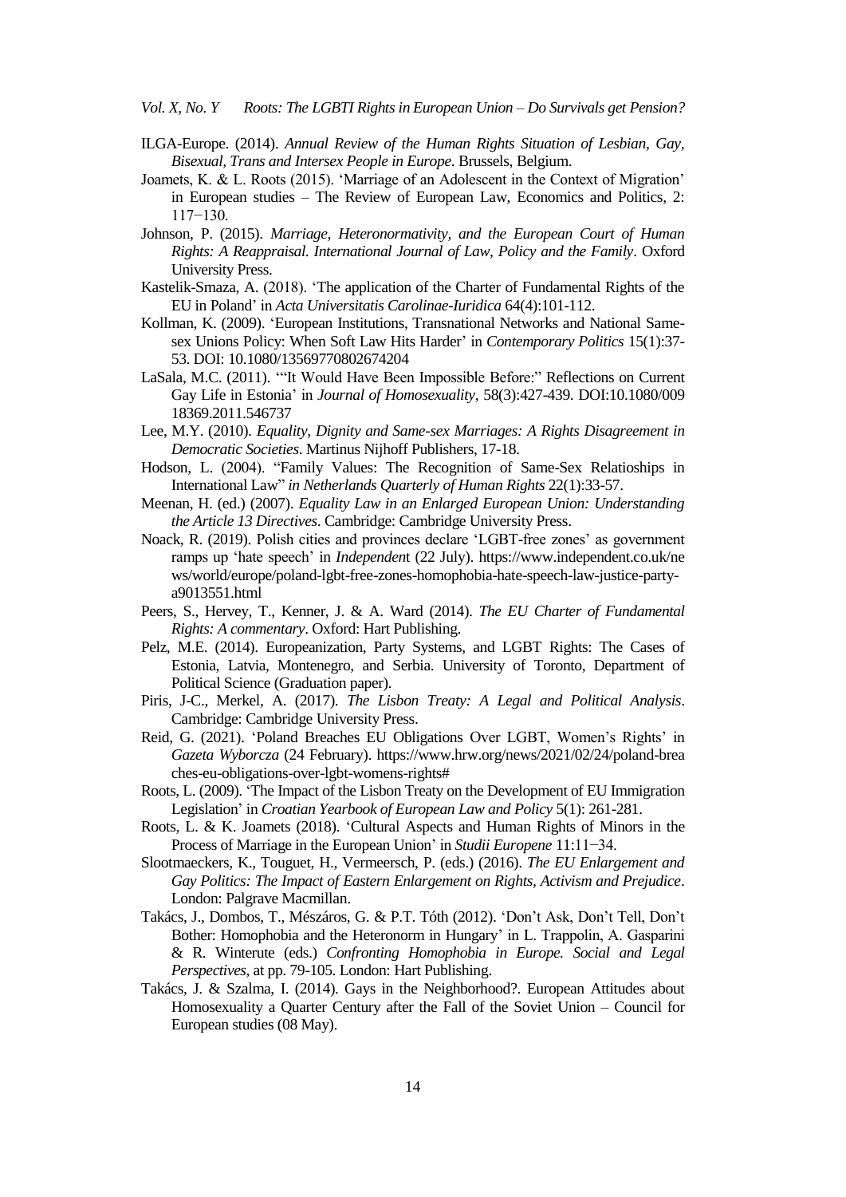ILGA-Europe. (2014). *Annual Review of the Human Rights Situation of Lesbian, Gay, Bisexual, Trans and Intersex People in Europe*. Brussels, Belgium.

Joamets, K. & L. Roots (2015). 'Marriage of an Adolescent in the Context of Migration' in European studies – The Review of European Law, Economics and Politics, 2: 117−130.

Johnson, P. (2015). *Marriage, Heteronormativity, and the European Court of Human Rights: A Reappraisal. International Journal of Law, Policy and the Family*. Oxford University Press.

Kastelik-Smaza, A. (2018). 'The application of the Charter of Fundamental Rights of the EU in Poland' in *Acta Universitatis Carolinae-Iuridica* 64(4):101-112.

Kollman, K. (2009). 'European Institutions, Transnational Networks and National Same-sex Unions Policy: When Soft Law Hits Harder' in *Contemporary Politics* 15(1):37-53. DOI: 10.1080/13569770802674204

LaSala, M.C. (2011). '"It Would Have Been Impossible Before:" Reflections on Current Gay Life in Estonia' in *Journal of Homosexuality*, 58(3):427-439. DOI:10.1080/00918369.2011.546737

Lee, M.Y. (2010). *Equality, Dignity and Same-sex Marriages: A Rights Disagreement in Democratic Societies*. Martinus Nijhoff Publishers, 17-18.

Hodson, L. (2004). "Family Values: The Recognition of Same-Sex Relatioships in International Law" *in Netherlands Quarterly of Human Rights* 22(1):33-57.

Meenan, H. (ed.) (2007). *Equality Law in an Enlarged European Union: Understanding the Article 13 Directives*. Cambridge: Cambridge University Press.

Noack, R. (2019). Polish cities and provinces declare 'LGBT-free zones' as government ramps up 'hate speech' in *Independent* (22 July). https://www.independent.co.uk/news/world/europe/poland-lgbt-free-zones-homophobia-hate-speech-law-justice-party-a9013551.html

Peers, S., Hervey, T., Kenner, J. & A. Ward (2014). *The EU Charter of Fundamental Rights: A commentary*. Oxford: Hart Publishing.

Pelz, M.E. (2014). Europeanization, Party Systems, and LGBT Rights: The Cases of Estonia, Latvia, Montenegro, and Serbia. University of Toronto, Department of Political Science (Graduation paper).

Piris, J-C., Merkel, A. (2017). *The Lisbon Treaty: A Legal and Political Analysis*. Cambridge: Cambridge University Press.

Reid, G. (2021). 'Poland Breaches EU Obligations Over LGBT, Women's Rights' in *Gazeta Wyborcza* (24 February). https://www.hrw.org/news/2021/02/24/poland-breaches-eu-obligations-over-lgbt-womens-rights#

Roots, L. (2009). 'The Impact of the Lisbon Treaty on the Development of EU Immigration Legislation' in *Croatian Yearbook of European Law and Policy* 5(1): 261-281.

Roots, L. & K. Joamets (2018). 'Cultural Aspects and Human Rights of Minors in the Process of Marriage in the European Union' in *Studii Europene* 11:11−34.

Slootmaeckers, K., Touguet, H., Vermeersch, P. (eds.) (2016). *The EU Enlargement and Gay Politics: The Impact of Eastern Enlargement on Rights, Activism and Prejudice*. London: Palgrave Macmillan.

Takács, J., Dombos, T., Mészáros, G. & P.T. Tóth (2012). 'Don't Ask, Don't Tell, Don't Bother: Homophobia and the Heteronorm in Hungary' in L. Trappolin, A. Gasparini & R. Winterute (eds.) *Confronting Homophobia in Europe. Social and Legal Perspectives*, at pp. 79-105. London: Hart Publishing.

Takács, J. & Szalma, I. (2014). Gays in the Neighborhood?. European Attitudes about Homosexuality a Quarter Century after the Fall of the Soviet Union – Council for European studies (08 May).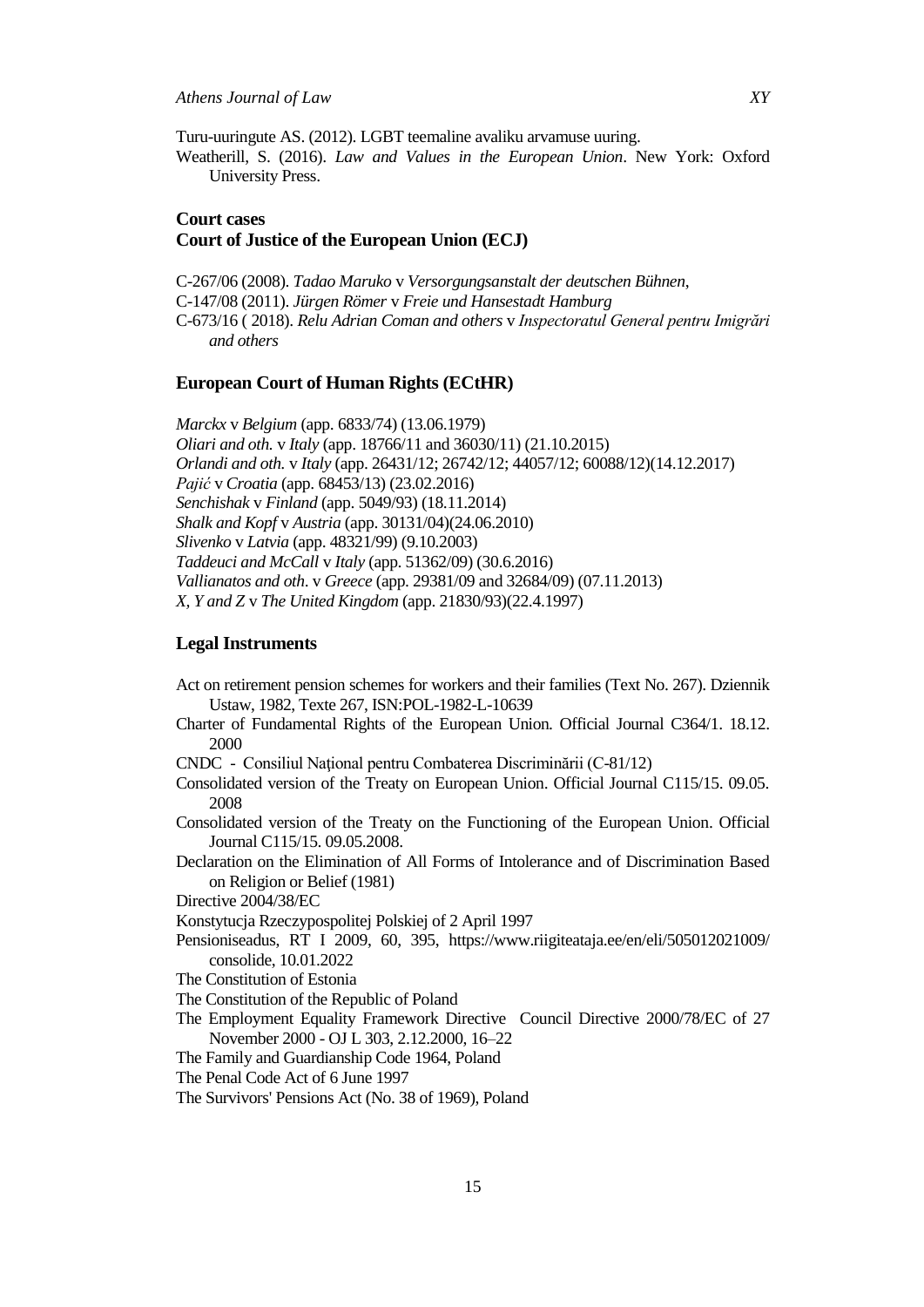Turu-uuringute AS. (2012). LGBT teemaline avaliku arvamuse uuring.

Weatherill, S. (2016). *Law and Values in the European Union*. New York: Oxford University Press.

## Court cases

### Court of Justice of the European Union (ECJ)

C-267/06 (2008). *Tadao Maruko* v *Versorgungsanstalt der deutschen Bühnen*,

C-147/08 (2011). *Jürgen Römer* v *Freie und Hansestadt Hamburg*

C-673/16 ( 2018). *Relu Adrian Coman and others* v *Inspectoratul General pentru Imigrări and others*

### European Court of Human Rights (ECtHR)

*Marckx* v *Belgium* (app. 6833/74) (13.06.1979)

*Oliari and oth.* v *Italy* (app. 18766/11 and 36030/11) (21.10.2015)

*Orlandi and oth.* v *Italy* (app. 26431/12; 26742/12; 44057/12; 60088/12)(14.12.2017)

*Pajić* v *Croatia* (app. 68453/13) (23.02.2016)

*Senchishak* v *Finland* (app. 5049/93) (18.11.2014)

*Shalk and Kopf* v *Austria* (app. 30131/04)(24.06.2010)

*Slivenko* v *Latvia* (app. 48321/99) (9.10.2003)

*Taddeuci and McCall* v *Italy* (app. 51362/09) (30.6.2016)

*Vallianatos and oth.* v *Greece* (app. 29381/09 and 32684/09) (07.11.2013)

*X, Y and Z* v *The United Kingdom* (app. 21830/93)(22.4.1997)

## Legal Instruments

Act on retirement pension schemes for workers and their families (Text No. 267). Dziennik Ustaw, 1982, Texte 267, ISN:POL-1982-L-10639

Charter of Fundamental Rights of the European Union. Official Journal C364/1. 18.12. 2000

CNDC - Consiliul Național pentru Combaterea Discriminării (C-81/12)

Consolidated version of the Treaty on European Union. Official Journal C115/15. 09.05. 2008

Consolidated version of the Treaty on the Functioning of the European Union. Official Journal C115/15. 09.05.2008.

Declaration on the Elimination of All Forms of Intolerance and of Discrimination Based on Religion or Belief (1981)

Directive 2004/38/EC

Konstytucja Rzeczypospolitej Polskiej of 2 April 1997

Pensioniseadus, RT I 2009, 60, 395, https://www.riigiteataja.ee/en/eli/505012021009/consolide, 10.01.2022

The Constitution of Estonia

The Constitution of the Republic of Poland

The Employment Equality Framework Directive Council Directive 2000/78/EC of 27 November 2000 - OJ L 303, 2.12.2000, 16–22

The Family and Guardianship Code 1964, Poland

The Penal Code Act of 6 June 1997

The Survivors' Pensions Act (No. 38 of 1969), Poland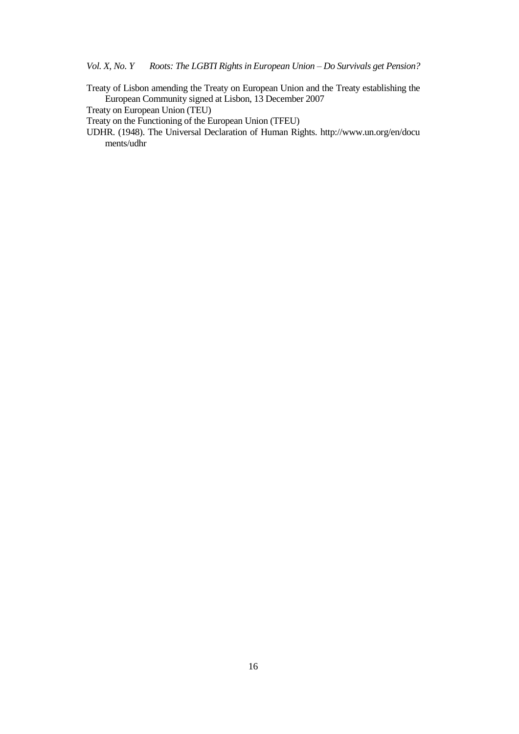Treaty of Lisbon amending the Treaty on European Union and the Treaty establishing the European Community signed at Lisbon, 13 December 2007

Treaty on European Union (TEU)

Treaty on the Functioning of the European Union (TFEU)

UDHR. (1948). The Universal Declaration of Human Rights. http://www.un.org/en/documents/udhr